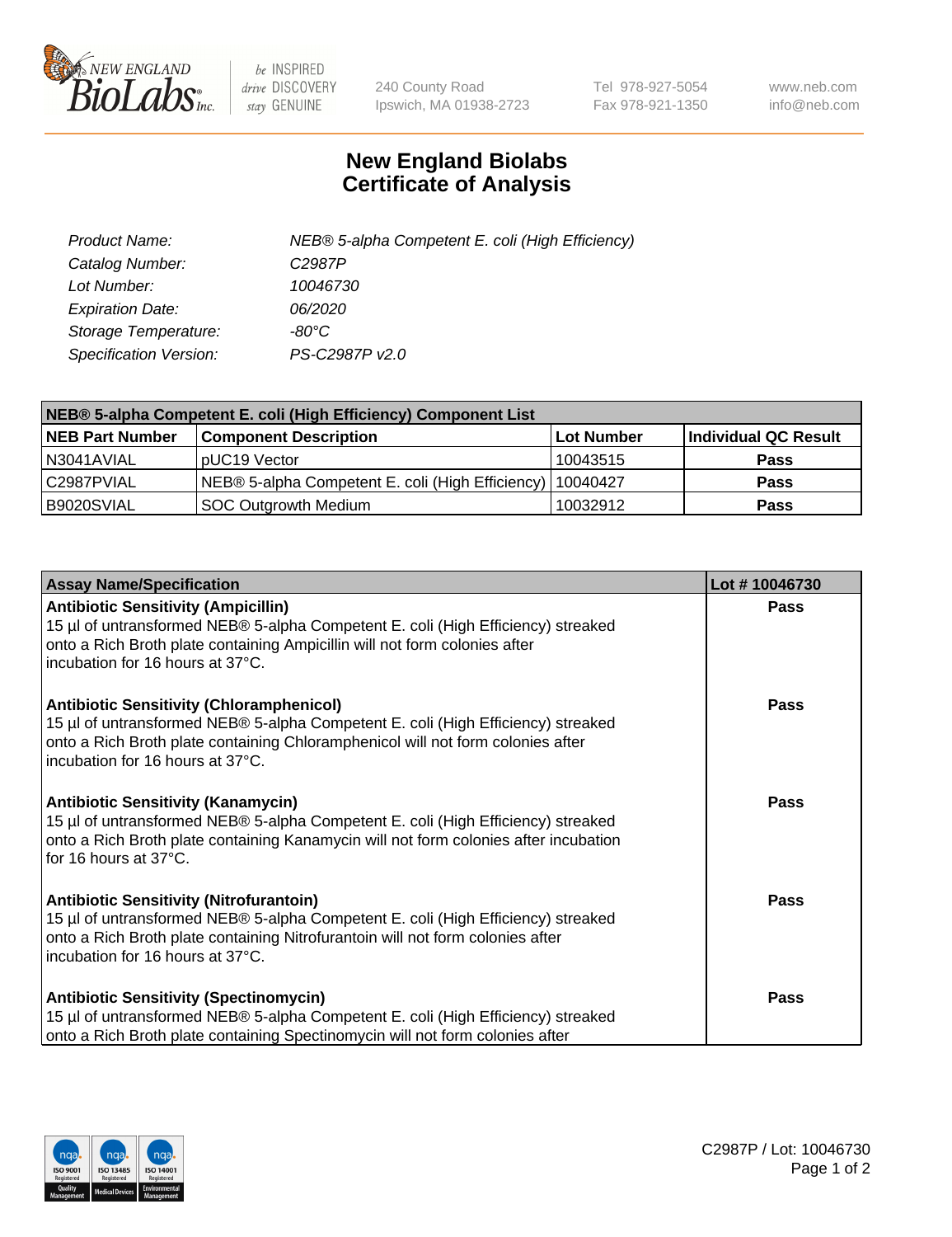# New England Biolabs
# Certificate of Analysis

| | |
|---|---|
| *Product Name:* | *NEB® 5-alpha Competent E. coli (High Efficiency)* |
| *Catalog Number:* | *C2987P* |
| *Lot Number:* | *10046730* |
| *Expiration Date:* | *06/2020* |
| *Storage Temperature:* | *-80°C* |
| *Specification Version:* | *PS-C2987P v2.0* |

| NEB® 5-alpha Competent E. coli (High Efficiency) Component List | | | |
|---|---|---|---|
| **NEB Part Number** | **Component Description** | **Lot Number** | **Individual QC Result** |
| N3041AVIAL | pUC19 Vector | 10043515 | **Pass** |
| C2987PVIAL | NEB® 5-alpha Competent E. coli (High Efficiency) | 10040427 | **Pass** |
| B9020SVIAL | SOC Outgrowth Medium | 10032912 | **Pass** |

| Assay Name/Specification | Lot # 10046730 |
|---|---|
| **Antibiotic Sensitivity (Ampicillin)**<br>15 µl of untransformed NEB® 5-alpha Competent E. coli (High Efficiency) streaked onto a Rich Broth plate containing Ampicillin will not form colonies after incubation for 16 hours at 37°C. | **Pass** |
| **Antibiotic Sensitivity (Chloramphenicol)**<br>15 µl of untransformed NEB® 5-alpha Competent E. coli (High Efficiency) streaked onto a Rich Broth plate containing Chloramphenicol will not form colonies after incubation for 16 hours at 37°C. | **Pass** |
| **Antibiotic Sensitivity (Kanamycin)**<br>15 µl of untransformed NEB® 5-alpha Competent E. coli (High Efficiency) streaked onto a Rich Broth plate containing Kanamycin will not form colonies after incubation for 16 hours at 37°C. | **Pass** |
| **Antibiotic Sensitivity (Nitrofurantoin)**<br>15 µl of untransformed NEB® 5-alpha Competent E. coli (High Efficiency) streaked onto a Rich Broth plate containing Nitrofurantoin will not form colonies after incubation for 16 hours at 37°C. | **Pass** |
| **Antibiotic Sensitivity (Spectinomycin)**<br>15 µl of untransformed NEB® 5-alpha Competent E. coli (High Efficiency) streaked onto a Rich Broth plate containing Spectinomycin will not form colonies after | **Pass** |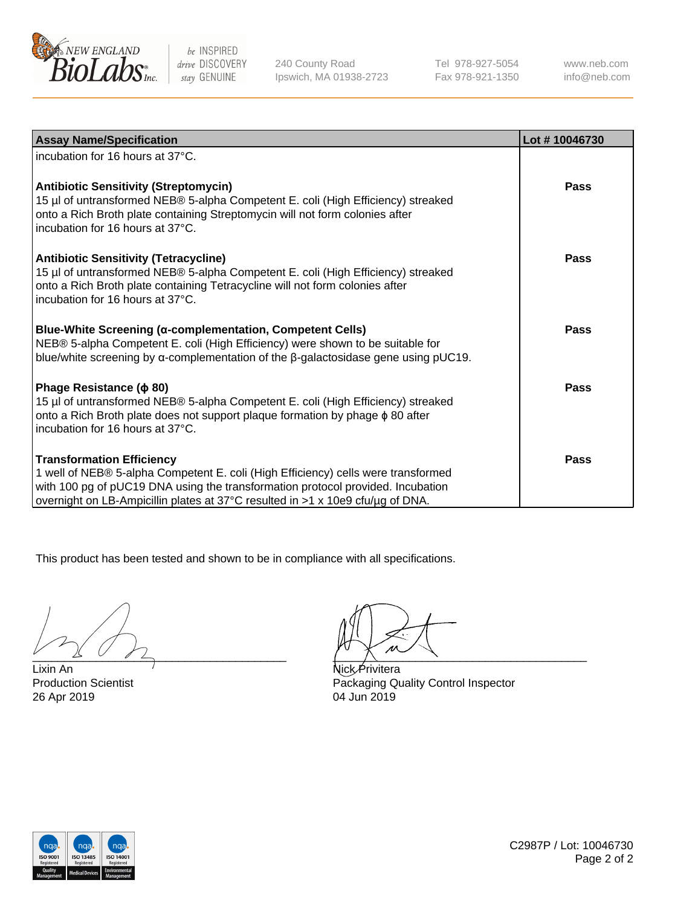| Assay Name/Specification | Lot # 10046730 |
| --- | --- |
| incubation for 16 hours at 37°C. | |
| **Antibiotic Sensitivity (Streptomycin)**<br>15 µl of untransformed NEB® 5-alpha Competent E. coli (High Efficiency) streaked onto a Rich Broth plate containing Streptomycin will not form colonies after incubation for 16 hours at 37°C. | Pass |
| **Antibiotic Sensitivity (Tetracycline)**<br>15 µl of untransformed NEB® 5-alpha Competent E. coli (High Efficiency) streaked onto a Rich Broth plate containing Tetracycline will not form colonies after incubation for 16 hours at 37°C. | Pass |
| **Blue-White Screening (α-complementation, Competent Cells)**<br>NEB® 5-alpha Competent E. coli (High Efficiency) were shown to be suitable for blue/white screening by α-complementation of the β-galactosidase gene using pUC19. | Pass |
| **Phage Resistance (ϕ 80)**<br>15 µl of untransformed NEB® 5-alpha Competent E. coli (High Efficiency) streaked onto a Rich Broth plate does not support plaque formation by phage ϕ 80 after incubation for 16 hours at 37°C. | Pass |
| **Transformation Efficiency**<br>1 well of NEB® 5-alpha Competent E. coli (High Efficiency) cells were transformed with 100 pg of pUC19 DNA using the transformation protocol provided. Incubation overnight on LB-Ampicillin plates at 37°C resulted in >1 x 10e9 cfu/µg of DNA. | Pass |

This product has been tested and shown to be in compliance with all specifications.

Lixin An
Production Scientist
26 Apr 2019

Nick Privitera
Packaging Quality Control Inspector
04 Jun 2019

C2987P / Lot: 10046730